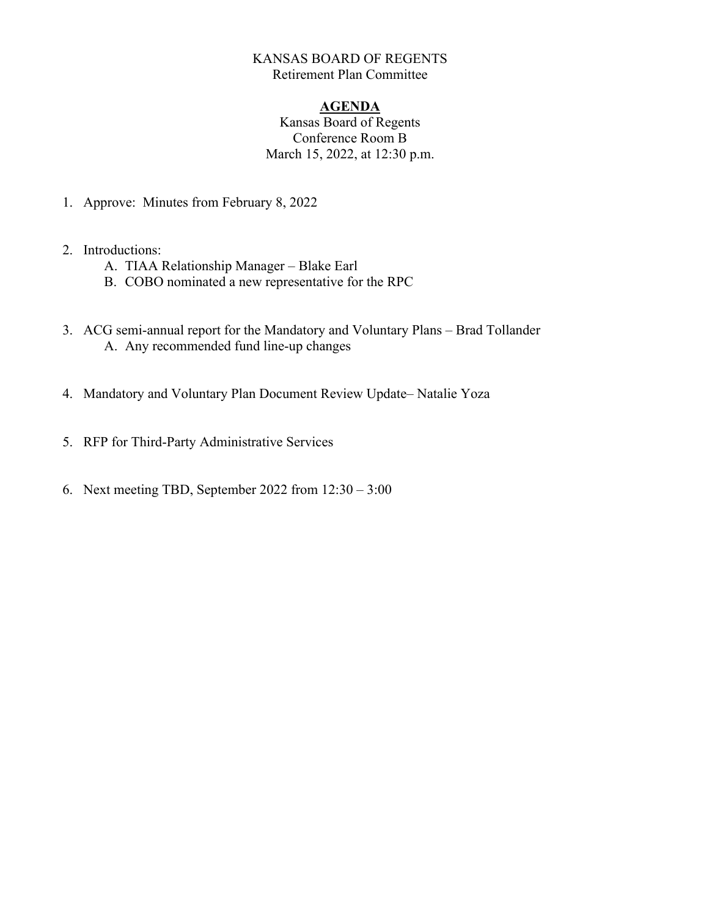KANSAS BOARD OF REGENTS
Retirement Plan Committee

**AGENDA**

Kansas Board of Regents
Conference Room B
March 15, 2022, at 12:30 p.m.

1. Approve: Minutes from February 8, 2022

2. Introductions:
   A. TIAA Relationship Manager – Blake Earl
   B. COBO nominated a new representative for the RPC

3. ACG semi-annual report for the Mandatory and Voluntary Plans – Brad Tollander
   A. Any recommended fund line-up changes

4. Mandatory and Voluntary Plan Document Review Update– Natalie Yoza

5. RFP for Third-Party Administrative Services

6. Next meeting TBD, September 2022 from 12:30 – 3:00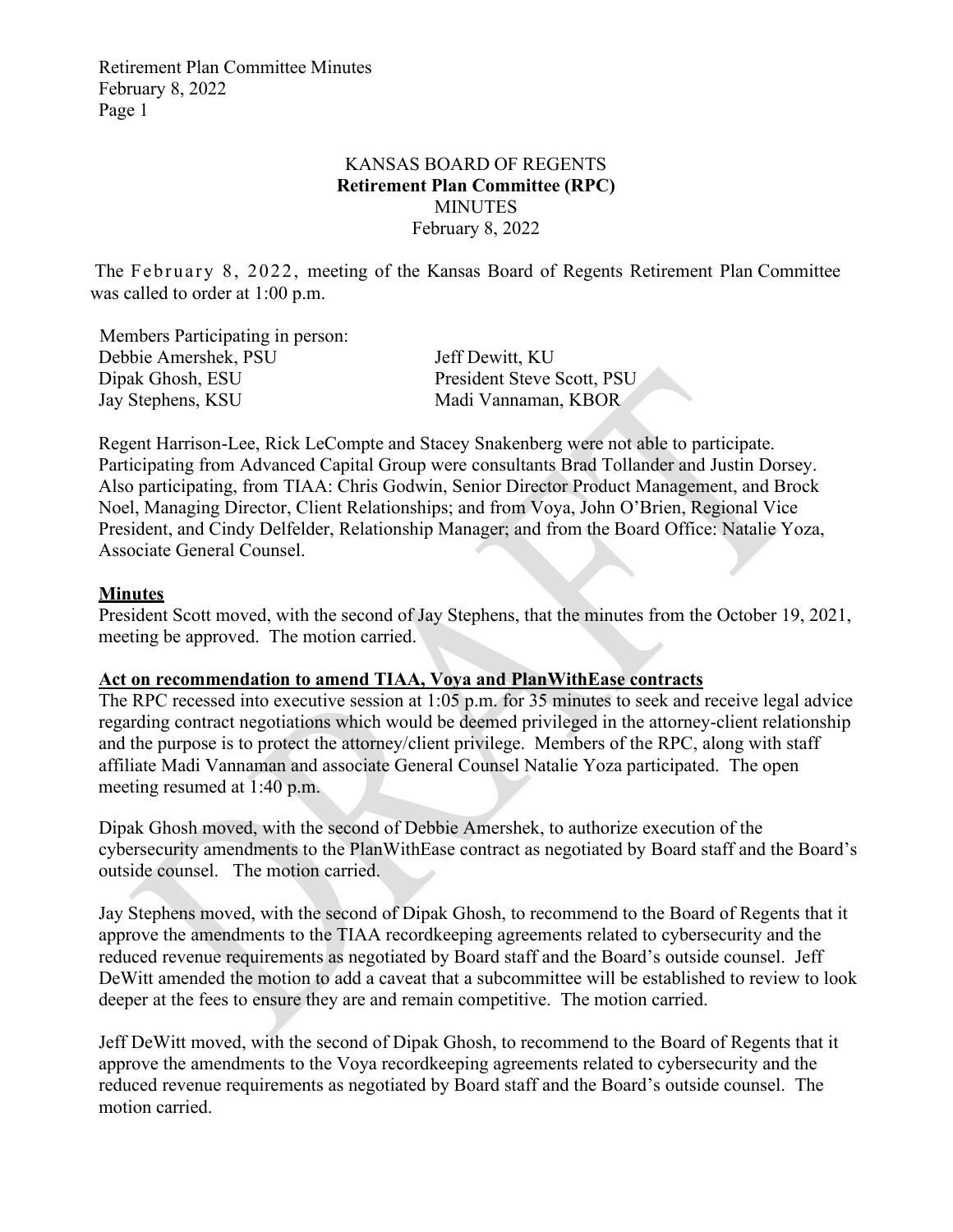KANSAS BOARD OF REGENTS
**Retirement Plan Committee (RPC)**
MINUTES
February 8, 2022

The February 8, 2022, meeting of the Kansas Board of Regents Retirement Plan Committee was called to order at 1:00 p.m.

Members Participating in person:

| | |
|---|---|
| Debbie Amershek, PSU | Jeff Dewitt, KU |
| Dipak Ghosh, ESU | President Steve Scott, PSU |
| Jay Stephens, KSU | Madi Vannaman, KBOR |

Regent Harrison-Lee, Rick LeCompte and Stacey Snakenberg were not able to participate. Participating from Advanced Capital Group were consultants Brad Tollander and Justin Dorsey. Also participating, from TIAA: Chris Godwin, Senior Director Product Management, and Brock Noel, Managing Director, Client Relationships; and from Voya, John O'Brien, Regional Vice President, and Cindy Delfelder, Relationship Manager; and from the Board Office: Natalie Yoza, Associate General Counsel.

**Minutes**

President Scott moved, with the second of Jay Stephens, that the minutes from the October 19, 2021, meeting be approved. The motion carried.

**Act on recommendation to amend TIAA, Voya and PlanWithEase contracts**

The RPC recessed into executive session at 1:05 p.m. for 35 minutes to seek and receive legal advice regarding contract negotiations which would be deemed privileged in the attorney-client relationship and the purpose is to protect the attorney/client privilege. Members of the RPC, along with staff affiliate Madi Vannaman and associate General Counsel Natalie Yoza participated. The open meeting resumed at 1:40 p.m.

Dipak Ghosh moved, with the second of Debbie Amershek, to authorize execution of the cybersecurity amendments to the PlanWithEase contract as negotiated by Board staff and the Board's outside counsel. The motion carried.

Jay Stephens moved, with the second of Dipak Ghosh, to recommend to the Board of Regents that it approve the amendments to the TIAA recordkeeping agreements related to cybersecurity and the reduced revenue requirements as negotiated by Board staff and the Board's outside counsel. Jeff DeWitt amended the motion to add a caveat that a subcommittee will be established to review to look deeper at the fees to ensure they are and remain competitive. The motion carried.

Jeff DeWitt moved, with the second of Dipak Ghosh, to recommend to the Board of Regents that it approve the amendments to the Voya recordkeeping agreements related to cybersecurity and the reduced revenue requirements as negotiated by Board staff and the Board's outside counsel. The motion carried.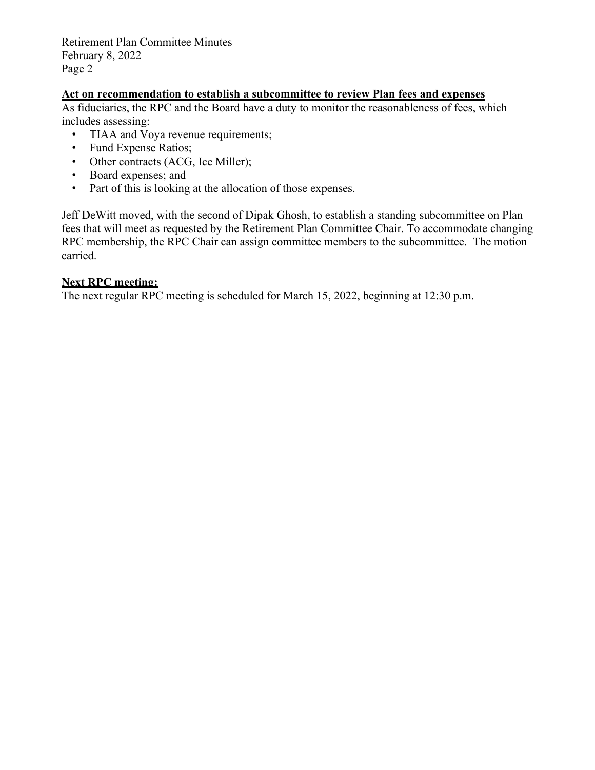**Act on recommendation to establish a subcommittee to review Plan fees and expenses**

As fiduciaries, the RPC and the Board have a duty to monitor the reasonableness of fees, which includes assessing:

- TIAA and Voya revenue requirements;
- Fund Expense Ratios;
- Other contracts (ACG, Ice Miller);
- Board expenses; and
- Part of this is looking at the allocation of those expenses.

Jeff DeWitt moved, with the second of Dipak Ghosh, to establish a standing subcommittee on Plan fees that will meet as requested by the Retirement Plan Committee Chair. To accommodate changing RPC membership, the RPC Chair can assign committee members to the subcommittee. The motion carried.

**Next RPC meeting:**

The next regular RPC meeting is scheduled for March 15, 2022, beginning at 12:30 p.m.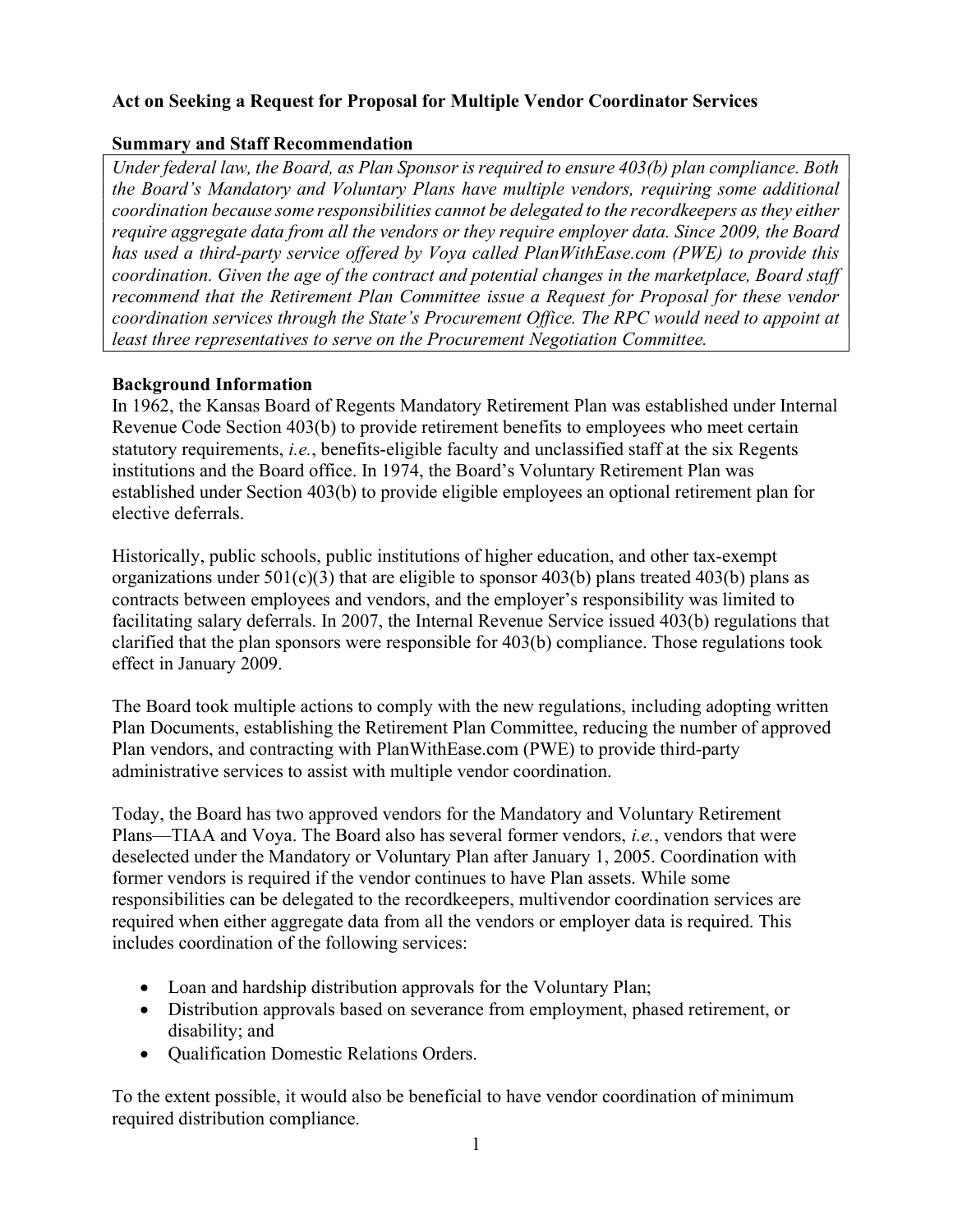**Act on Seeking a Request for Proposal for Multiple Vendor Coordinator Services**

**Summary and Staff Recommendation**

*Under federal law, the Board, as Plan Sponsor is required to ensure 403(b) plan compliance. Both the Board's Mandatory and Voluntary Plans have multiple vendors, requiring some additional coordination because some responsibilities cannot be delegated to the recordkeepers as they either require aggregate data from all the vendors or they require employer data. Since 2009, the Board has used a third-party service offered by Voya called PlanWithEase.com (PWE) to provide this coordination. Given the age of the contract and potential changes in the marketplace, Board staff recommend that the Retirement Plan Committee issue a Request for Proposal for these vendor coordination services through the State's Procurement Office. The RPC would need to appoint at least three representatives to serve on the Procurement Negotiation Committee.*

**Background Information**

In 1962, the Kansas Board of Regents Mandatory Retirement Plan was established under Internal Revenue Code Section 403(b) to provide retirement benefits to employees who meet certain statutory requirements, *i.e.*, benefits-eligible faculty and unclassified staff at the six Regents institutions and the Board office. In 1974, the Board's Voluntary Retirement Plan was established under Section 403(b) to provide eligible employees an optional retirement plan for elective deferrals.

Historically, public schools, public institutions of higher education, and other tax-exempt organizations under 501(c)(3) that are eligible to sponsor 403(b) plans treated 403(b) plans as contracts between employees and vendors, and the employer's responsibility was limited to facilitating salary deferrals. In 2007, the Internal Revenue Service issued 403(b) regulations that clarified that the plan sponsors were responsible for 403(b) compliance. Those regulations took effect in January 2009.

The Board took multiple actions to comply with the new regulations, including adopting written Plan Documents, establishing the Retirement Plan Committee, reducing the number of approved Plan vendors, and contracting with PlanWithEase.com (PWE) to provide third-party administrative services to assist with multiple vendor coordination.

Today, the Board has two approved vendors for the Mandatory and Voluntary Retirement Plans—TIAA and Voya. The Board also has several former vendors, *i.e.*, vendors that were deselected under the Mandatory or Voluntary Plan after January 1, 2005. Coordination with former vendors is required if the vendor continues to have Plan assets. While some responsibilities can be delegated to the recordkeepers, multivendor coordination services are required when either aggregate data from all the vendors or employer data is required. This includes coordination of the following services:

- Loan and hardship distribution approvals for the Voluntary Plan;
- Distribution approvals based on severance from employment, phased retirement, or disability; and
- Qualification Domestic Relations Orders.

To the extent possible, it would also be beneficial to have vendor coordination of minimum required distribution compliance.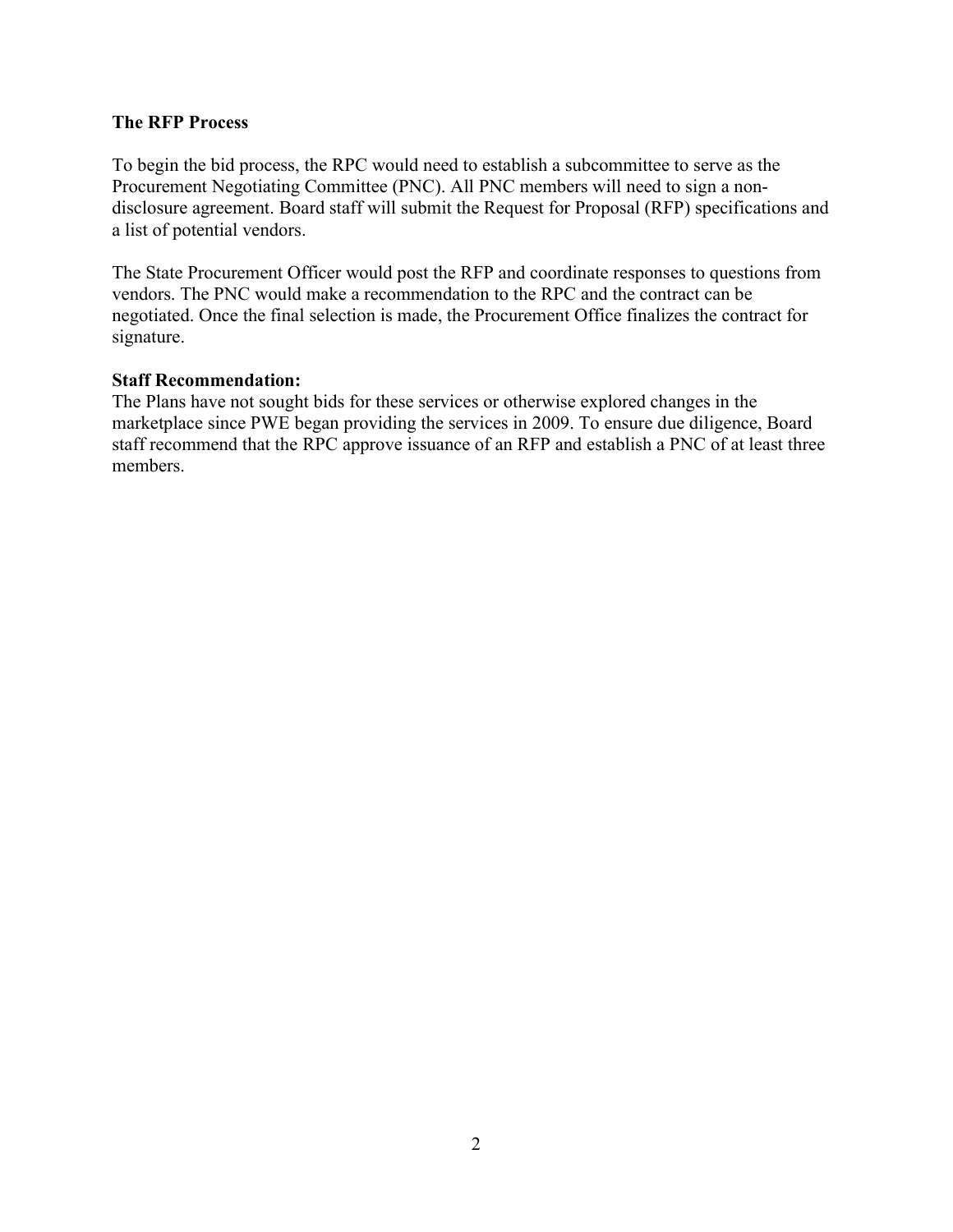**The RFP Process**

To begin the bid process, the RPC would need to establish a subcommittee to serve as the Procurement Negotiating Committee (PNC). All PNC members will need to sign a non-disclosure agreement. Board staff will submit the Request for Proposal (RFP) specifications and a list of potential vendors.

The State Procurement Officer would post the RFP and coordinate responses to questions from vendors. The PNC would make a recommendation to the RPC and the contract can be negotiated. Once the final selection is made, the Procurement Office finalizes the contract for signature.

**Staff Recommendation:**
The Plans have not sought bids for these services or otherwise explored changes in the marketplace since PWE began providing the services in 2009. To ensure due diligence, Board staff recommend that the RPC approve issuance of an RFP and establish a PNC of at least three members.